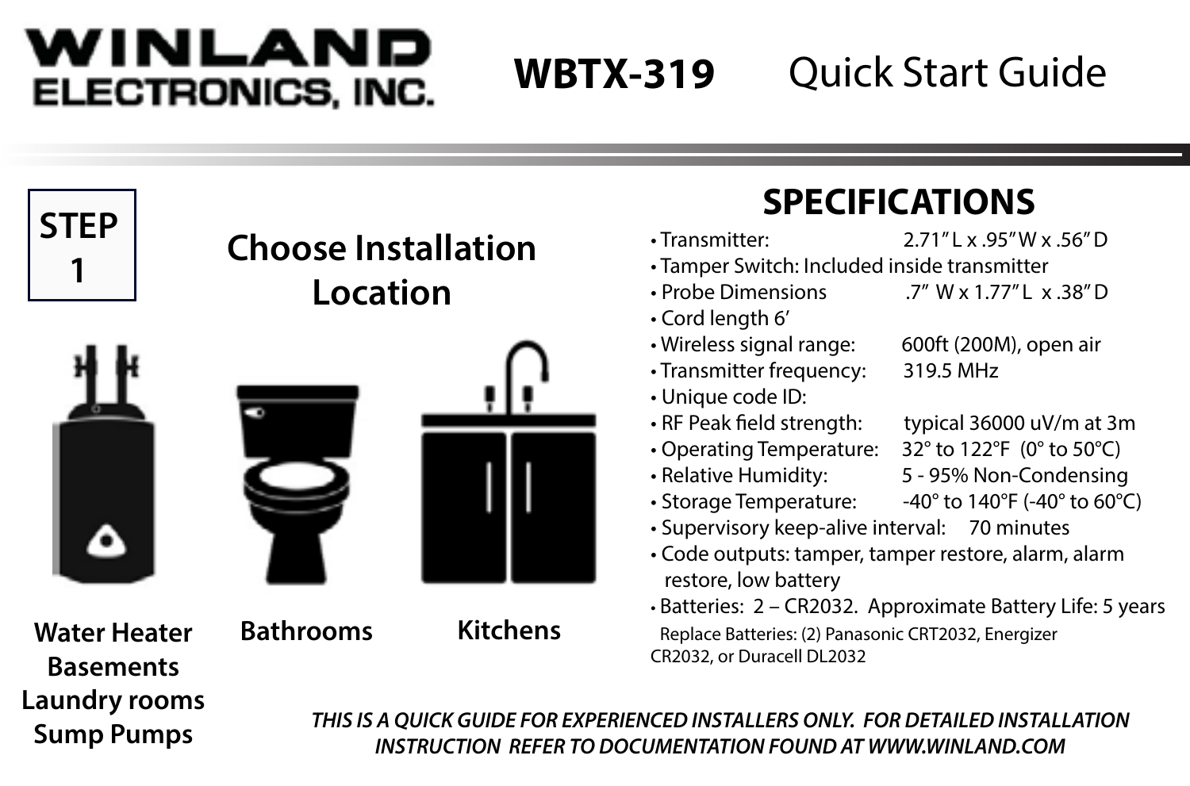# WINLAND ELECTRONICS, INC.

# WBTX-319 Quick Start Guide

## STEP 1

## Choose Installation Location

**Water Heater**
**Basements**
**Laundry rooms**
**Sump Pumps**

**Bathrooms**

**Kitchens**

## SPECIFICATIONS

- Transmitter: 2.71" L x .95" W x .56" D
- Tamper Switch: Included inside transmitter
- Probe Dimensions .7" W x 1.77" L x .38" D
- Cord length 6'
- Wireless signal range: 600ft (200M), open air
- Transmitter frequency: 319.5 MHz
- Unique code ID:
- RF Peak field strength: typical 36000 uV/m at 3m
- Operating Temperature: 32° to 122°F (0° to 50°C)
- Relative Humidity: 5 - 95% Non-Condensing
- Storage Temperature: -40° to 140°F (-40° to 60°C)
- Supervisory keep-alive interval: 70 minutes
- Code outputs: tamper, tamper restore, alarm, alarm restore, low battery
- Batteries: 2 – CR2032. Approximate Battery Life: 5 years
  Replace Batteries: (2) Panasonic CRT2032, Energizer CR2032, or Duracell DL2032

***THIS IS A QUICK GUIDE FOR EXPERIENCED INSTALLERS ONLY. FOR DETAILED INSTALLATION INSTRUCTION REFER TO DOCUMENTATION FOUND AT WWW.WINLAND.COM***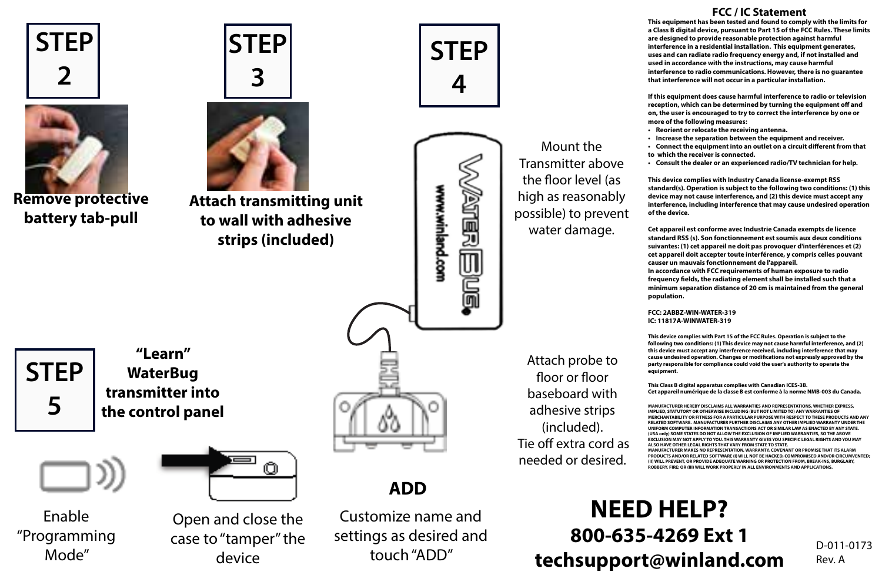## STEP 2

**Remove protective battery tab-pull**

## STEP 3

**Attach transmitting unit to wall with adhesive strips (included)**

## STEP 4

Mount the Transmitter above the floor level (as high as reasonably possible) to prevent water damage.

Attach probe to floor or floor baseboard with adhesive strips (included).
Tie off extra cord as needed or desired.

## STEP 5

**"Learn" WaterBug transmitter into the control panel**

Enable "Programming Mode"

Open and close the case to "tamper" the device

**ADD**

Customize name and settings as desired and touch "ADD"

### FCC / IC Statement

**This equipment has been tested and found to comply with the limits for a Class B digital device, pursuant to Part 15 of the FCC Rules. These limits are designed to provide reasonable protection against harmful interference in a residential installation. This equipment generates, uses and can radiate radio frequency energy and, if not installed and used in accordance with the instructions, may cause harmful interference to radio communications. However, there is no guarantee that interference will not occur in a particular installation.**

**If this equipment does cause harmful interference to radio or television reception, which can be determined by turning the equipment off and on, the user is encouraged to try to correct the interference by one or more of the following measures:**

- **Reorient or relocate the receiving antenna.**
- **Increase the separation between the equipment and receiver.**
- **Connect the equipment into an outlet on a circuit different from that to which the receiver is connected.**
- **Consult the dealer or an experienced radio/TV technician for help.**

**This device complies with Industry Canada license-exempt RSS standard(s). Operation is subject to the following two conditions: (1) this device may not cause interference, and (2) this device must accept any interference, including interference that may cause undesired operation of the device.**

**Cet appareil est conforme avec Industrie Canada exempts de licence standard RSS (s). Son fonctionnement est soumis aux deux conditions suivantes: (1) cet appareil ne doit pas provoquer d'interférences et (2) cet appareil doit accepter toute interférence, y compris celles pouvant causer un mauvais fonctionnement de l'appareil.**
**In accordance with FCC requirements of human exposure to radio frequency fields, the radiating element shall be installed such that a minimum separation distance of 20 cm is maintained from the general population.**

**FCC: 2ABBZ-WIN-WATER-319**
**IC: 11817A-WINWATER-319**

**This device complies with Part 15 of the FCC Rules. Operation is subject to the following two conditions: (1) This device may not cause harmful interference, and (2) this device must accept any interference received, including interference that may cause undesired operation. Changes or modifications not expressly approved by the party responsible for compliance could void the user's authority to operate the equipment.**

**This Class B digital apparatus complies with Canadian ICES-3B.**
**Cet appareil numérique de la classe B est conforme à la norme NMB-003 du Canada.**

**MANUFACTURER HEREBY DISCLAIMS ALL WARRANTIES AND REPRESENTATIONS, WHETHER EXPRESS, IMPLIED, STATUTORY OR OTHERWISE INCLUDING (BUT NOT LIMITED TO) ANY WARRANTIES OF MERCHANTABILITY OR FITNESS FOR A PARTICULAR PURPOSE WITH RESPECT TO THESE PRODUCTS AND ANY RELATED SOFTWARE. MANUFACTURER FURTHER DISCLAIMS ANY OTHER IMPLIED WARRANTY UNDER THE UNIFORM COMPUTER INFORMATION TRANSACTIONS ACT OR SIMILAR LAW AS ENACTED BY ANY STATE. (USA only) SOME STATES DO NOT ALLOW THE EXCLUSION OF IMPLIED WARRANTIES, SO THE ABOVE EXCLUSION MAY NOT APPLY TO YOU. THIS WARRANTY GIVES YOU SPECIFIC LEGAL RIGHTS AND YOU MAY ALSO HAVE OTHER LEGAL RIGHTS THAT VARY FROM STATE TO STATE.**
**MANUFACTURER MAKES NO REPRESENTATION, WARRANTY, COVENANT OR PROMISE THAT ITS ALARM PRODUCTS AND/OR RELATED SOFTWARE (I) WILL NOT BE HACKED, COMPROMISED AND/OR CIRCUMVENTED; (II) WILL PREVENT, OR PROVIDE ADEQUATE WARNING OR PROTECTION FROM, BREAK-INS, BURGLARY, ROBBERY, FIRE; OR (III) WILL WORK PROPERLY IN ALL ENVIRONMENTS AND APPLICATIONS.**

# NEED HELP?

**800-635-4269 Ext 1**
**techsupport@winland.com**

D-011-0173
Rev. A